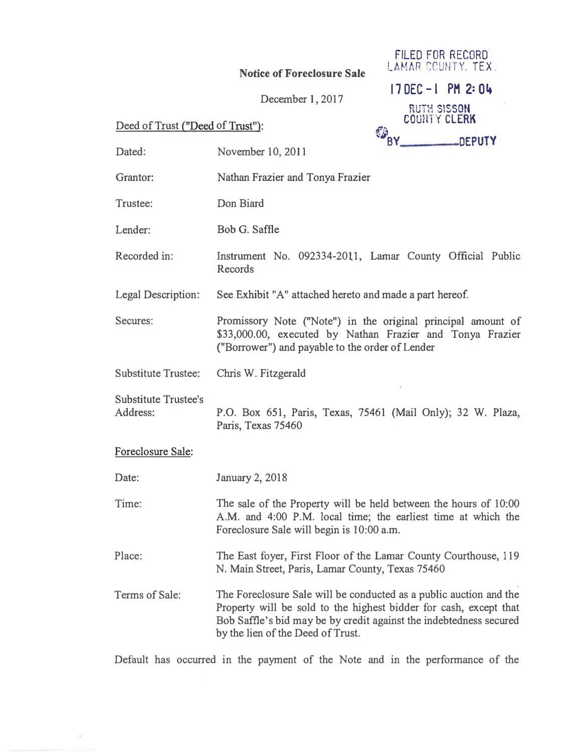FILED FOR RECORD
LAMAR COUNTY, TEX.

17 DEC -1 PM 2:04

RUTH SISSON
COUNTY CLERK

BY_________DEPUTY

**Notice of Foreclosure Sale**

December 1, 2017

Deed of Trust ("Deed of Trust"):

| | |
|---|---|
| Dated: | November 10, 2011 |
| Grantor: | Nathan Frazier and Tonya Frazier |
| Trustee: | Don Biard |
| Lender: | Bob G. Saffle |
| Recorded in: | Instrument No. 092334-2011, Lamar County Official Public Records |
| Legal Description: | See Exhibit "A" attached hereto and made a part hereof. |
| Secures: | Promissory Note ("Note") in the original principal amount of $33,000.00, executed by Nathan Frazier and Tonya Frazier ("Borrower") and payable to the order of Lender |
| Substitute Trustee: | Chris W. Fitzgerald |
| Substitute Trustee's Address: | P.O. Box 651, Paris, Texas, 75461 (Mail Only); 32 W. Plaza, Paris, Texas 75460 |

Foreclosure Sale:

| | |
|---|---|
| Date: | January 2, 2018 |
| Time: | The sale of the Property will be held between the hours of 10:00 A.M. and 4:00 P.M. local time; the earliest time at which the Foreclosure Sale will begin is 10:00 a.m. |
| Place: | The East foyer, First Floor of the Lamar County Courthouse, 119 N. Main Street, Paris, Lamar County, Texas 75460 |
| Terms of Sale: | The Foreclosure Sale will be conducted as a public auction and the Property will be sold to the highest bidder for cash, except that Bob Saffle's bid may be by credit against the indebtedness secured by the lien of the Deed of Trust. |

Default has occurred in the payment of the Note and in the performance of the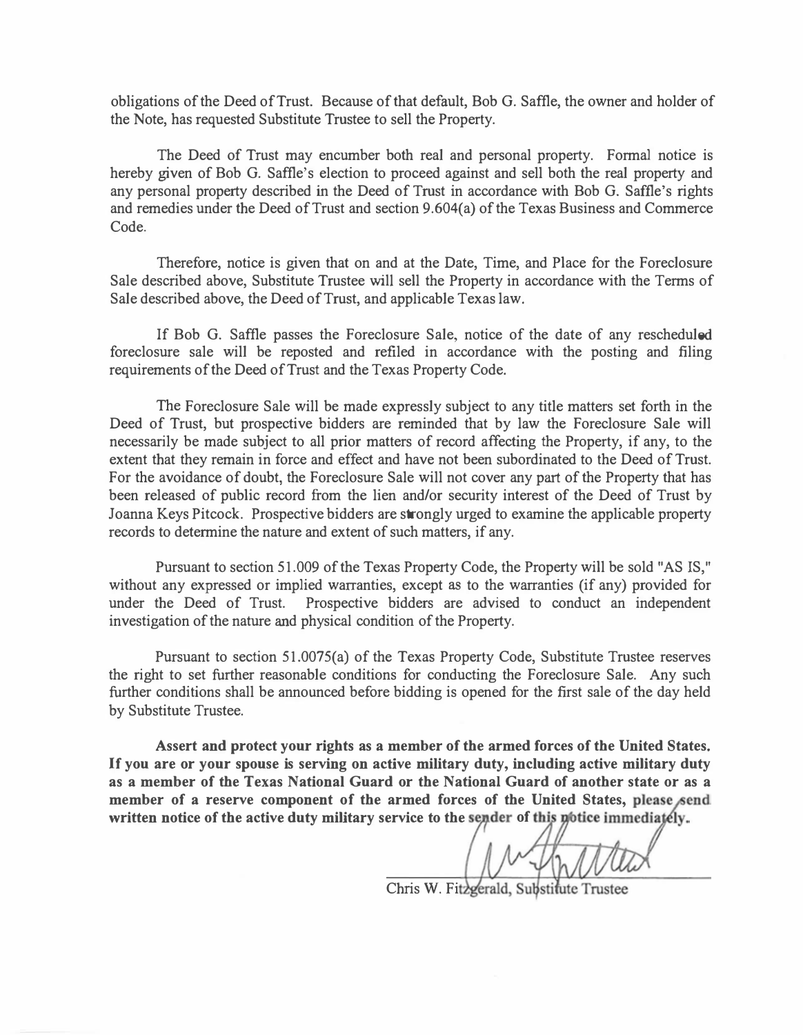obligations of the Deed of Trust. Because of that default, Bob G. Saffle, the owner and holder of the Note, has requested Substitute Trustee to sell the Property.

The Deed of Trust may encumber both real and personal property. Formal notice is hereby given of Bob G. Saffle's election to proceed against and sell both the real property and any personal property described in the Deed of Trust in accordance with Bob G. Saffle's rights and remedies under the Deed of Trust and section 9.604(a) of the Texas Business and Commerce Code.

Therefore, notice is given that on and at the Date, Time, and Place for the Foreclosure Sale described above, Substitute Trustee will sell the Property in accordance with the Terms of Sale described above, the Deed of Trust, and applicable Texas law.

If Bob G. Saffle passes the Foreclosure Sale, notice of the date of any rescheduled foreclosure sale will be reposted and refiled in accordance with the posting and filing requirements of the Deed of Trust and the Texas Property Code.

The Foreclosure Sale will be made expressly subject to any title matters set forth in the Deed of Trust, but prospective bidders are reminded that by law the Foreclosure Sale will necessarily be made subject to all prior matters of record affecting the Property, if any, to the extent that they remain in force and effect and have not been subordinated to the Deed of Trust. For the avoidance of doubt, the Foreclosure Sale will not cover any part of the Property that has been released of public record from the lien and/or security interest of the Deed of Trust by Joanna Keys Pitcock. Prospective bidders are strongly urged to examine the applicable property records to determine the nature and extent of such matters, if any.

Pursuant to section 51.009 of the Texas Property Code, the Property will be sold "AS IS," without any expressed or implied warranties, except as to the warranties (if any) provided for under the Deed of Trust. Prospective bidders are advised to conduct an independent investigation of the nature and physical condition of the Property.

Pursuant to section 51.0075(a) of the Texas Property Code, Substitute Trustee reserves the right to set further reasonable conditions for conducting the Foreclosure Sale. Any such further conditions shall be announced before bidding is opened for the first sale of the day held by Substitute Trustee.

**Assert and protect your rights as a member of the armed forces of the United States. If you are or your spouse is serving on active military duty, including active military duty as a member of the Texas National Guard or the National Guard of another state or as a member of a reserve component of the armed forces of the United States, please send written notice of the active duty military service to the sender of this notice immediately.**

Chris W. Fitzgerald, Substitute Trustee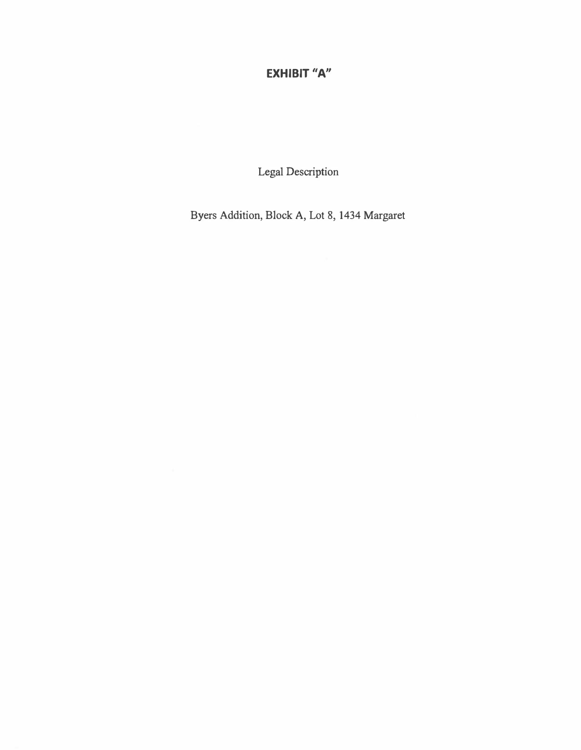# EXHIBIT "A"

Legal Description

Byers Addition, Block A, Lot 8, 1434 Margaret